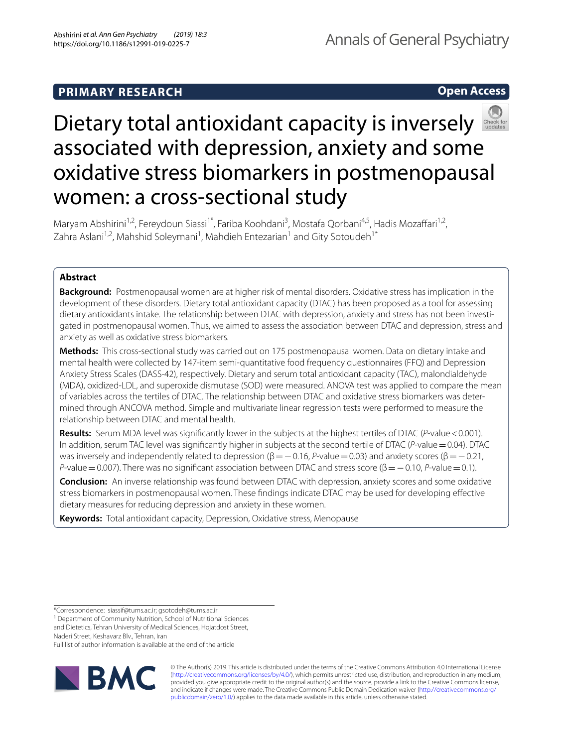PRIMARY RESEARCH

Open Access

# Dietary total antioxidant capacity is inversely associated with depression, anxiety and some oxidative stress biomarkers in postmenopausal women: a cross-sectional study

Maryam Abshirini[1,2], Fereydoun Siassi[1*], Fariba Koohdani[3], Mostafa Qorbani[4,5], Hadis Mozaffari[1,2], Zahra Aslani[1,2], Mahshid Soleymani[1], Mahdieh Entezarian[1] and Gity Sotoudeh[1*]

## Abstract

**Background:** Postmenopausal women are at higher risk of mental disorders. Oxidative stress has implication in the development of these disorders. Dietary total antioxidant capacity (DTAC) has been proposed as a tool for assessing dietary antioxidants intake. The relationship between DTAC with depression, anxiety and stress has not been investigated in postmenopausal women. Thus, we aimed to assess the association between DTAC and depression, stress and anxiety as well as oxidative stress biomarkers.

**Methods:** This cross-sectional study was carried out on 175 postmenopausal women. Data on dietary intake and mental health were collected by 147-item semi-quantitative food frequency questionnaires (FFQ) and Depression Anxiety Stress Scales (DASS-42), respectively. Dietary and serum total antioxidant capacity (TAC), malondialdehyde (MDA), oxidized-LDL, and superoxide dismutase (SOD) were measured. ANOVA test was applied to compare the mean of variables across the tertiles of DTAC. The relationship between DTAC and oxidative stress biomarkers was determined through ANCOVA method. Simple and multivariate linear regression tests were performed to measure the relationship between DTAC and mental health.

**Results:** Serum MDA level was significantly lower in the subjects at the highest tertiles of DTAC (*P*-value $< 0.001$). In addition, serum TAC level was significantly higher in subjects at the second tertile of DTAC (*P*-value $= 0.04$). DTAC was inversely and independently related to depression ($\beta = -0.16$, *P*-value $= 0.03$) and anxiety scores ($\beta = -0.21$, *P*-value $= 0.007$). There was no significant association between DTAC and stress score ($\beta = -0.10$, *P*-value $= 0.1$).

**Conclusion:** An inverse relationship was found between DTAC with depression, anxiety scores and some oxidative stress biomarkers in postmenopausal women. These findings indicate DTAC may be used for developing effective dietary measures for reducing depression and anxiety in these women.

**Keywords:** Total antioxidant capacity, Depression, Oxidative stress, Menopause

*Correspondence: siassif@tums.ac.ir; gsotodeh@tums.ac.ir
[1] Department of Community Nutrition, School of Nutritional Sciences and Dietetics, Tehran University of Medical Sciences, Hojatdost Street, Naderi Street, Keshavarz Blv., Tehran, Iran
Full list of author information is available at the end of the article

© The Author(s) 2019. This article is distributed under the terms of the Creative Commons Attribution 4.0 International License (http://creativecommons.org/licenses/by/4.0/), which permits unrestricted use, distribution, and reproduction in any medium, provided you give appropriate credit to the original author(s) and the source, provide a link to the Creative Commons license, and indicate if changes were made. The Creative Commons Public Domain Dedication waiver (http://creativecommons.org/publicdomain/zero/1.0/) applies to the data made available in this article, unless otherwise stated.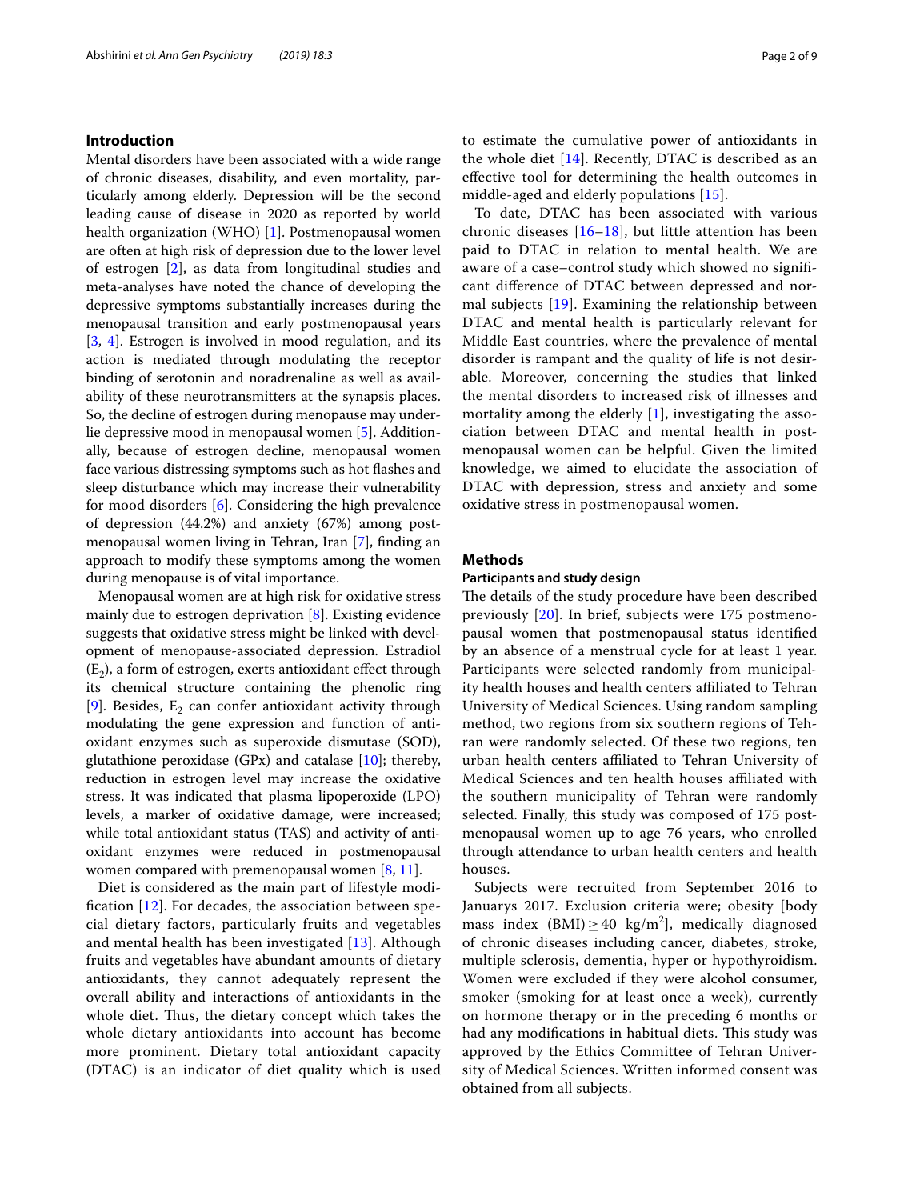## Introduction

Mental disorders have been associated with a wide range of chronic diseases, disability, and even mortality, particularly among elderly. Depression will be the second leading cause of disease in 2020 as reported by world health organization (WHO) [1]. Postmenopausal women are often at high risk of depression due to the lower level of estrogen [2], as data from longitudinal studies and meta-analyses have noted the chance of developing the depressive symptoms substantially increases during the menopausal transition and early postmenopausal years [3, 4]. Estrogen is involved in mood regulation, and its action is mediated through modulating the receptor binding of serotonin and noradrenaline as well as availability of these neurotransmitters at the synapsis places. So, the decline of estrogen during menopause may underlie depressive mood in menopausal women [5]. Additionally, because of estrogen decline, menopausal women face various distressing symptoms such as hot flashes and sleep disturbance which may increase their vulnerability for mood disorders [6]. Considering the high prevalence of depression (44.2%) and anxiety (67%) among postmenopausal women living in Tehran, Iran [7], finding an approach to modify these symptoms among the women during menopause is of vital importance.

Menopausal women are at high risk for oxidative stress mainly due to estrogen deprivation [8]. Existing evidence suggests that oxidative stress might be linked with development of menopause-associated depression. Estradiol ($E_2$), a form of estrogen, exerts antioxidant effect through its chemical structure containing the phenolic ring [9]. Besides, $E_2$ can confer antioxidant activity through modulating the gene expression and function of antioxidant enzymes such as superoxide dismutase (SOD), glutathione peroxidase (GPx) and catalase [10]; thereby, reduction in estrogen level may increase the oxidative stress. It was indicated that plasma lipoperoxide (LPO) levels, a marker of oxidative damage, were increased; while total antioxidant status (TAS) and activity of antioxidant enzymes were reduced in postmenopausal women compared with premenopausal women [8, 11].

Diet is considered as the main part of lifestyle modification [12]. For decades, the association between special dietary factors, particularly fruits and vegetables and mental health has been investigated [13]. Although fruits and vegetables have abundant amounts of dietary antioxidants, they cannot adequately represent the overall ability and interactions of antioxidants in the whole diet. Thus, the dietary concept which takes the whole dietary antioxidants into account has become more prominent. Dietary total antioxidant capacity (DTAC) is an indicator of diet quality which is used to estimate the cumulative power of antioxidants in the whole diet [14]. Recently, DTAC is described as an effective tool for determining the health outcomes in middle-aged and elderly populations [15].

To date, DTAC has been associated with various chronic diseases [16–18], but little attention has been paid to DTAC in relation to mental health. We are aware of a case–control study which showed no significant difference of DTAC between depressed and normal subjects [19]. Examining the relationship between DTAC and mental health is particularly relevant for Middle East countries, where the prevalence of mental disorder is rampant and the quality of life is not desirable. Moreover, concerning the studies that linked the mental disorders to increased risk of illnesses and mortality among the elderly [1], investigating the association between DTAC and mental health in postmenopausal women can be helpful. Given the limited knowledge, we aimed to elucidate the association of DTAC with depression, stress and anxiety and some oxidative stress in postmenopausal women.

## Methods

### Participants and study design

The details of the study procedure have been described previously [20]. In brief, subjects were 175 postmenopausal women that postmenopausal status identified by an absence of a menstrual cycle for at least 1 year. Participants were selected randomly from municipality health houses and health centers affiliated to Tehran University of Medical Sciences. Using random sampling method, two regions from six southern regions of Tehran were randomly selected. Of these two regions, ten urban health centers affiliated to Tehran University of Medical Sciences and ten health houses affiliated with the southern municipality of Tehran were randomly selected. Finally, this study was composed of 175 postmenopausal women up to age 76 years, who enrolled through attendance to urban health centers and health houses.

Subjects were recruited from September 2016 to Januarys 2017. Exclusion criteria were; obesity [body mass index (BMI) ≥ 40 kg/m$^2$], medically diagnosed of chronic diseases including cancer, diabetes, stroke, multiple sclerosis, dementia, hyper or hypothyroidism. Women were excluded if they were alcohol consumer, smoker (smoking for at least once a week), currently on hormone therapy or in the preceding 6 months or had any modifications in habitual diets. This study was approved by the Ethics Committee of Tehran University of Medical Sciences. Written informed consent was obtained from all subjects.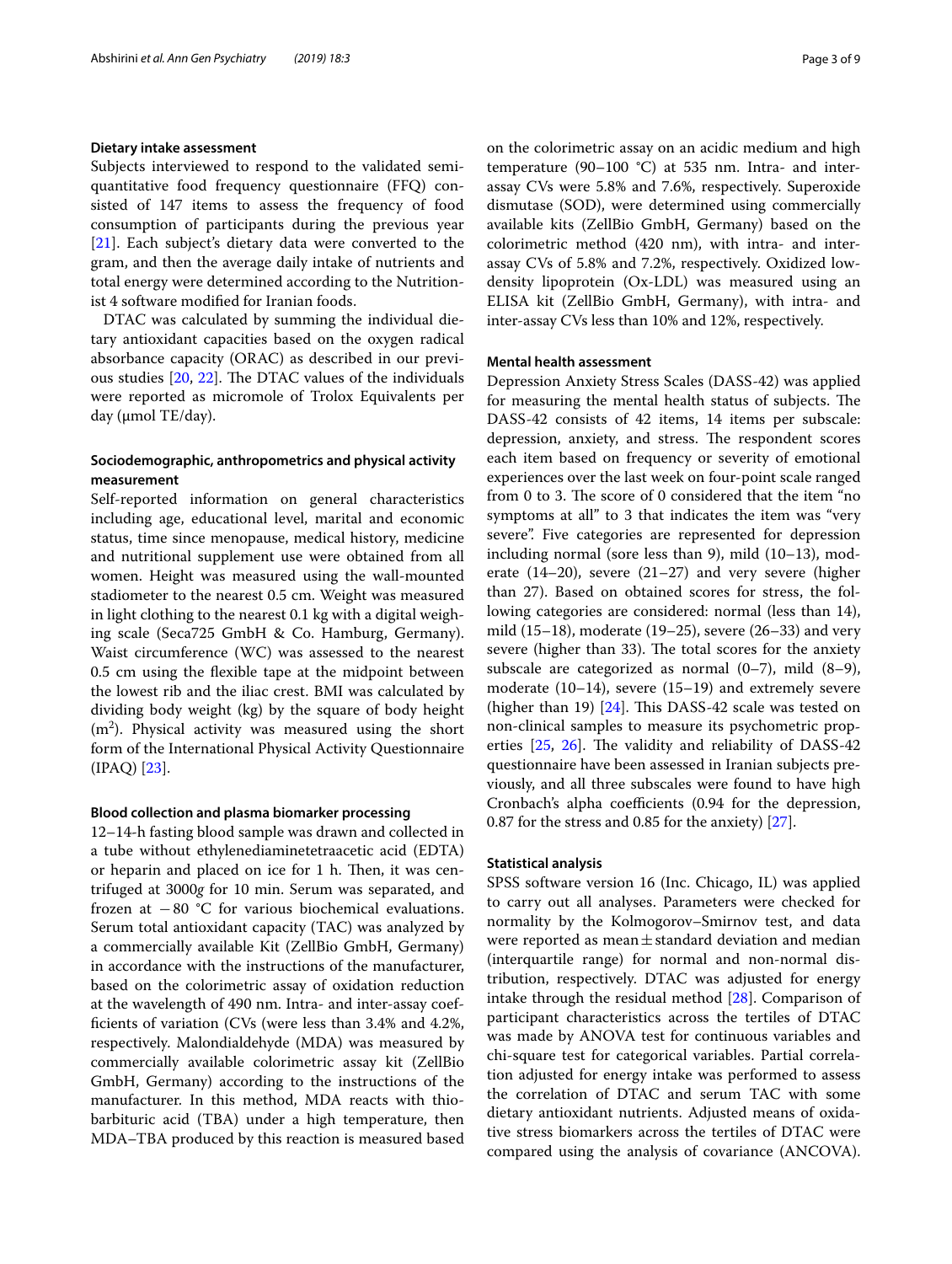### Dietary intake assessment

Subjects interviewed to respond to the validated semi-quantitative food frequency questionnaire (FFQ) consisted of 147 items to assess the frequency of food consumption of participants during the previous year [21]. Each subject's dietary data were converted to the gram, and then the average daily intake of nutrients and total energy were determined according to the Nutritionist 4 software modified for Iranian foods.

DTAC was calculated by summing the individual dietary antioxidant capacities based on the oxygen radical absorbance capacity (ORAC) as described in our previous studies [20, 22]. The DTAC values of the individuals were reported as micromole of Trolox Equivalents per day (μmol TE/day).

### Sociodemographic, anthropometrics and physical activity measurement

Self-reported information on general characteristics including age, educational level, marital and economic status, time since menopause, medical history, medicine and nutritional supplement use were obtained from all women. Height was measured using the wall-mounted stadiometer to the nearest 0.5 cm. Weight was measured in light clothing to the nearest 0.1 kg with a digital weighing scale (Seca725 GmbH & Co. Hamburg, Germany). Waist circumference (WC) was assessed to the nearest 0.5 cm using the flexible tape at the midpoint between the lowest rib and the iliac crest. BMI was calculated by dividing body weight (kg) by the square of body height ($m^2$). Physical activity was measured using the short form of the International Physical Activity Questionnaire (IPAQ) [23].

### Blood collection and plasma biomarker processing

12–14-h fasting blood sample was drawn and collected in a tube without ethylenediaminetetraacetic acid (EDTA) or heparin and placed on ice for 1 h. Then, it was centrifuged at 3000*g* for 10 min. Serum was separated, and frozen at −80 °C for various biochemical evaluations. Serum total antioxidant capacity (TAC) was analyzed by a commercially available Kit (ZellBio GmbH, Germany) in accordance with the instructions of the manufacturer, based on the colorimetric assay of oxidation reduction at the wavelength of 490 nm. Intra- and inter-assay coefficients of variation (CVs (were less than 3.4% and 4.2%, respectively. Malondialdehyde (MDA) was measured by commercially available colorimetric assay kit (ZellBio GmbH, Germany) according to the instructions of the manufacturer. In this method, MDA reacts with thiobarbituric acid (TBA) under a high temperature, then MDA–TBA produced by this reaction is measured based on the colorimetric assay on an acidic medium and high temperature (90–100 °C) at 535 nm. Intra- and inter-assay CVs were 5.8% and 7.6%, respectively. Superoxide dismutase (SOD), were determined using commercially available kits (ZellBio GmbH, Germany) based on the colorimetric method (420 nm), with intra- and inter-assay CVs of 5.8% and 7.2%, respectively. Oxidized low-density lipoprotein (Ox-LDL) was measured using an ELISA kit (ZellBio GmbH, Germany), with intra- and inter-assay CVs less than 10% and 12%, respectively.

### Mental health assessment

Depression Anxiety Stress Scales (DASS-42) was applied for measuring the mental health status of subjects. The DASS-42 consists of 42 items, 14 items per subscale: depression, anxiety, and stress. The respondent scores each item based on frequency or severity of emotional experiences over the last week on four-point scale ranged from 0 to 3. The score of 0 considered that the item "no symptoms at all" to 3 that indicates the item was "very severe". Five categories are represented for depression including normal (sore less than 9), mild (10–13), moderate (14–20), severe (21–27) and very severe (higher than 27). Based on obtained scores for stress, the following categories are considered: normal (less than 14), mild (15–18), moderate (19–25), severe (26–33) and very severe (higher than 33). The total scores for the anxiety subscale are categorized as normal (0–7), mild (8–9), moderate (10–14), severe (15–19) and extremely severe (higher than 19) [24]. This DASS-42 scale was tested on non-clinical samples to measure its psychometric properties [25, 26]. The validity and reliability of DASS-42 questionnaire have been assessed in Iranian subjects previously, and all three subscales were found to have high Cronbach's alpha coefficients (0.94 for the depression, 0.87 for the stress and 0.85 for the anxiety) [27].

### Statistical analysis

SPSS software version 16 (Inc. Chicago, IL) was applied to carry out all analyses. Parameters were checked for normality by the Kolmogorov–Smirnov test, and data were reported as mean ± standard deviation and median (interquartile range) for normal and non-normal distribution, respectively. DTAC was adjusted for energy intake through the residual method [28]. Comparison of participant characteristics across the tertiles of DTAC was made by ANOVA test for continuous variables and chi-square test for categorical variables. Partial correlation adjusted for energy intake was performed to assess the correlation of DTAC and serum TAC with some dietary antioxidant nutrients. Adjusted means of oxidative stress biomarkers across the tertiles of DTAC were compared using the analysis of covariance (ANCOVA).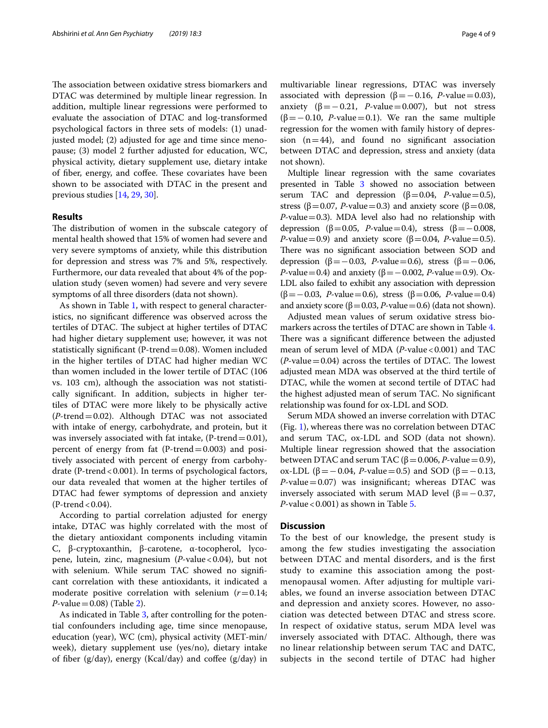The association between oxidative stress biomarkers and DTAC was determined by multiple linear regression. In addition, multiple linear regressions were performed to evaluate the association of DTAC and log-transformed psychological factors in three sets of models: (1) unadjusted model; (2) adjusted for age and time since menopause; (3) model 2 further adjusted for education, WC, physical activity, dietary supplement use, dietary intake of fiber, energy, and coffee. These covariates have been shown to be associated with DTAC in the present and previous studies [14, 29, 30].

## Results

The distribution of women in the subscale category of mental health showed that 15% of women had severe and very severe symptoms of anxiety, while this distribution for depression and stress was 7% and 5%, respectively. Furthermore, our data revealed that about 4% of the population study (seven women) had severe and very severe symptoms of all three disorders (data not shown).

As shown in Table 1, with respect to general characteristics, no significant difference was observed across the tertiles of DTAC. The subject at higher tertiles of DTAC had higher dietary supplement use; however, it was not statistically significant (P-trend = 0.08). Women included in the higher tertiles of DTAC had higher median WC than women included in the lower tertile of DTAC (106 vs. 103 cm), although the association was not statistically significant. In addition, subjects in higher tertiles of DTAC were more likely to be physically active (*P*-trend = 0.02). Although DTAC was not associated with intake of energy, carbohydrate, and protein, but it was inversely associated with fat intake, (P-trend = 0.01), percent of energy from fat (P-trend = 0.003) and positively associated with percent of energy from carbohydrate (P-trend < 0.001). In terms of psychological factors, our data revealed that women at the higher tertiles of DTAC had fewer symptoms of depression and anxiety (P-trend < 0.04).

According to partial correlation adjusted for energy intake, DTAC was highly correlated with the most of the dietary antioxidant components including vitamin C, β-cryptoxanthin, β-carotene, α-tocopherol, lycopene, lutein, zinc, magnesium (*P*-value < 0.04), but not with selenium. While serum TAC showed no significant correlation with these antioxidants, it indicated a moderate positive correlation with selenium ($r = 0.14$; *P*-value = 0.08) (Table 2).

As indicated in Table 3, after controlling for the potential confounders including age, time since menopause, education (year), WC (cm), physical activity (MET-min/week), dietary supplement use (yes/no), dietary intake of fiber (g/day), energy (Kcal/day) and coffee (g/day) in multivariable linear regressions, DTAC was inversely associated with depression (β = −0.16, *P*-value = 0.03), anxiety (β = −0.21, *P*-value = 0.007), but not stress (β = −0.10, *P*-value = 0.1). We ran the same multiple regression for the women with family history of depression (n = 44), and found no significant association between DTAC and depression, stress and anxiety (data not shown).

Multiple linear regression with the same covariates presented in Table 3 showed no association between serum TAC and depression (β = 0.04, *P*-value = 0.5), stress (β = 0.07, *P*-value = 0.3) and anxiety score (β = 0.08, *P*-value = 0.3). MDA level also had no relationship with depression (β = 0.05, *P*-value = 0.4), stress (β = −0.008, *P*-value = 0.9) and anxiety score (β = 0.04, *P*-value = 0.5). There was no significant association between SOD and depression (β = −0.03, *P*-value = 0.6), stress (β = −0.06, *P*-value = 0.4) and anxiety (β = −0.002, *P*-value = 0.9). Ox-LDL also failed to exhibit any association with depression (β = −0.03, *P*-value = 0.6), stress (β = 0.06, *P*-value = 0.4) and anxiety score (β = 0.03, *P*-value = 0.6) (data not shown).

Adjusted mean values of serum oxidative stress biomarkers across the tertiles of DTAC are shown in Table 4. There was a significant difference between the adjusted mean of serum level of MDA (*P*-value < 0.001) and TAC (*P*-value = 0.04) across the tertiles of DTAC. The lowest adjusted mean MDA was observed at the third tertile of DTAC, while the women at second tertile of DTAC had the highest adjusted mean of serum TAC. No significant relationship was found for ox-LDL and SOD.

Serum MDA showed an inverse correlation with DTAC (Fig. 1), whereas there was no correlation between DTAC and serum TAC, ox-LDL and SOD (data not shown). Multiple linear regression showed that the association between DTAC and serum TAC (β = 0.006, *P*-value = 0.9), ox-LDL (β = −0.04, *P*-value = 0.5) and SOD (β = −0.13, *P*-value = 0.07) was insignificant; whereas DTAC was inversely associated with serum MAD level (β = −0.37, *P*-value < 0.001) as shown in Table 5.

## Discussion

To the best of our knowledge, the present study is among the few studies investigating the association between DTAC and mental disorders, and is the first study to examine this association among the postmenopausal women. After adjusting for multiple variables, we found an inverse association between DTAC and depression and anxiety scores. However, no association was detected between DTAC and stress score. In respect of oxidative status, serum MDA level was inversely associated with DTAC. Although, there was no linear relationship between serum TAC and DATC, subjects in the second tertile of DTAC had higher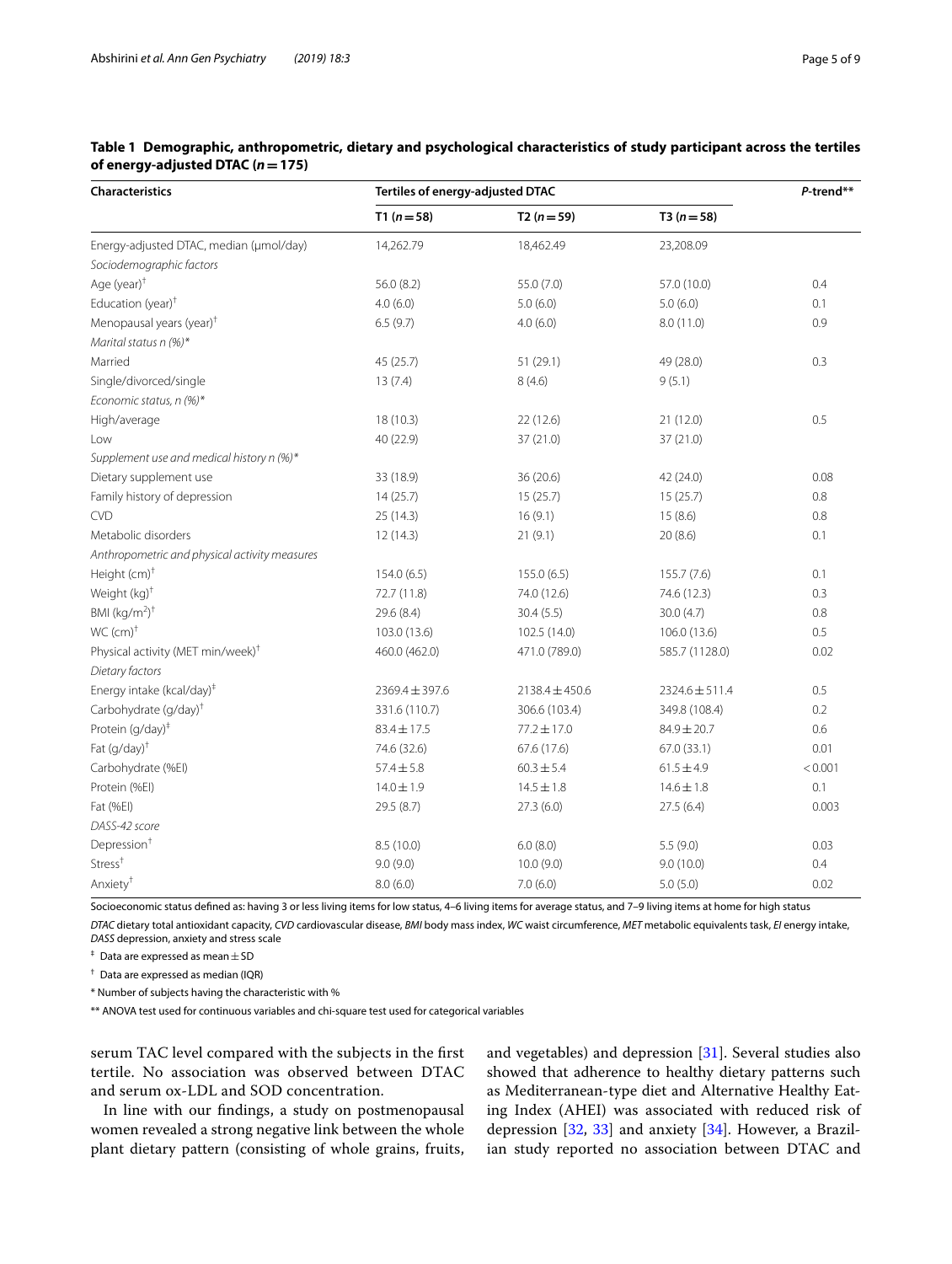**Table 1 Demographic, anthropometric, dietary and psychological characteristics of study participant across the tertiles of energy-adjusted DTAC (n = 175)**

| Characteristics | Tertiles of energy-adjusted DTAC | | | P-trend** |
|---|---|---|---|---|
| | T1 (n = 58) | T2 (n = 59) | T3 (n = 58) | |
| Energy-adjusted DTAC, median (μmol/day) | 14,262.79 | 18,462.49 | 23,208.09 | |
| *Sociodemographic factors* | | | | |
| Age (year)† | 56.0 (8.2) | 55.0 (7.0) | 57.0 (10.0) | 0.4 |
| Education (year)† | 4.0 (6.0) | 5.0 (6.0) | 5.0 (6.0) | 0.1 |
| Menopausal years (year)† | 6.5 (9.7) | 4.0 (6.0) | 8.0 (11.0) | 0.9 |
| *Marital status n (%)** | | | | |
| Married | 45 (25.7) | 51 (29.1) | 49 (28.0) | 0.3 |
| Single/divorced/single | 13 (7.4) | 8 (4.6) | 9 (5.1) | |
| *Economic status, n (%)** | | | | |
| High/average | 18 (10.3) | 22 (12.6) | 21 (12.0) | 0.5 |
| Low | 40 (22.9) | 37 (21.0) | 37 (21.0) | |
| *Supplement use and medical history n (%)** | | | | |
| Dietary supplement use | 33 (18.9) | 36 (20.6) | 42 (24.0) | 0.08 |
| Family history of depression | 14 (25.7) | 15 (25.7) | 15 (25.7) | 0.8 |
| CVD | 25 (14.3) | 16 (9.1) | 15 (8.6) | 0.8 |
| Metabolic disorders | 12 (14.3) | 21 (9.1) | 20 (8.6) | 0.1 |
| *Anthropometric and physical activity measures* | | | | |
| Height (cm)† | 154.0 (6.5) | 155.0 (6.5) | 155.7 (7.6) | 0.1 |
| Weight (kg)† | 72.7 (11.8) | 74.0 (12.6) | 74.6 (12.3) | 0.3 |
| BMI (kg/m$^2$)† | 29.6 (8.4) | 30.4 (5.5) | 30.0 (4.7) | 0.8 |
| WC (cm)† | 103.0 (13.6) | 102.5 (14.0) | 106.0 (13.6) | 0.5 |
| Physical activity (MET min/week)† | 460.0 (462.0) | 471.0 (789.0) | 585.7 (1128.0) | 0.02 |
| *Dietary factors* | | | | |
| Energy intake (kcal/day)‡ | 2369.4 ± 397.6 | 2138.4 ± 450.6 | 2324.6 ± 511.4 | 0.5 |
| Carbohydrate (g/day)† | 331.6 (110.7) | 306.6 (103.4) | 349.8 (108.4) | 0.2 |
| Protein (g/day)‡ | 83.4 ± 17.5 | 77.2 ± 17.0 | 84.9 ± 20.7 | 0.6 |
| Fat (g/day)† | 74.6 (32.6) | 67.6 (17.6) | 67.0 (33.1) | 0.01 |
| Carbohydrate (%EI) | 57.4 ± 5.8 | 60.3 ± 5.4 | 61.5 ± 4.9 | < 0.001 |
| Protein (%EI) | 14.0 ± 1.9 | 14.5 ± 1.8 | 14.6 ± 1.8 | 0.1 |
| Fat (%EI) | 29.5 (8.7) | 27.3 (6.0) | 27.5 (6.4) | 0.003 |
| *DASS-42 score* | | | | |
| Depression† | 8.5 (10.0) | 6.0 (8.0) | 5.5 (9.0) | 0.03 |
| Stress† | 9.0 (9.0) | 10.0 (9.0) | 9.0 (10.0) | 0.4 |
| Anxiety† | 8.0 (6.0) | 7.0 (6.0) | 5.0 (5.0) | 0.02 |

Socioeconomic status defined as: having 3 or less living items for low status, 4–6 living items for average status, and 7–9 living items at home for high status

*DTAC* dietary total antioxidant capacity, *CVD* cardiovascular disease, *BMI* body mass index, *WC* waist circumference, *MET* metabolic equivalents task, *EI* energy intake, *DASS* depression, anxiety and stress scale

‡ Data are expressed as mean ± SD

† Data are expressed as median (IQR)

* Number of subjects having the characteristic with %

** ANOVA test used for continuous variables and chi-square test used for categorical variables

serum TAC level compared with the subjects in the first tertile. No association was observed between DTAC and serum ox-LDL and SOD concentration.

In line with our findings, a study on postmenopausal women revealed a strong negative link between the whole plant dietary pattern (consisting of whole grains, fruits, and vegetables) and depression [31]. Several studies also showed that adherence to healthy dietary patterns such as Mediterranean-type diet and Alternative Healthy Eating Index (AHEI) was associated with reduced risk of depression [32, 33] and anxiety [34]. However, a Brazilian study reported no association between DTAC and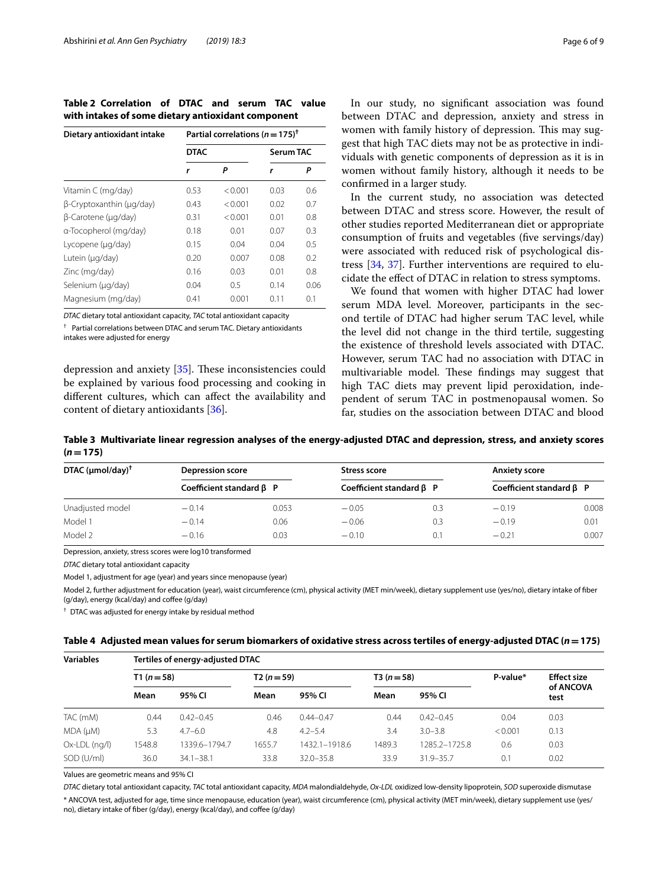**Table 2 Correlation of DTAC and serum TAC value with intakes of some dietary antioxidant component**

| Dietary antioxidant intake | Partial correlations ($n = 175$)[†] | | | |
|---|---|---|---|---|
| | DTAC | | Serum TAC | |
| | *r* | *P* | *r* | *P* |
| Vitamin C (mg/day) | 0.53 | < 0.001 | 0.03 | 0.6 |
| β-Cryptoxanthin (μg/day) | 0.43 | < 0.001 | 0.02 | 0.7 |
| β-Carotene (μg/day) | 0.31 | < 0.001 | 0.01 | 0.8 |
| α-Tocopherol (mg/day) | 0.18 | 0.01 | 0.07 | 0.3 |
| Lycopene (μg/day) | 0.15 | 0.04 | 0.04 | 0.5 |
| Lutein (μg/day) | 0.20 | 0.007 | 0.08 | 0.2 |
| Zinc (mg/day) | 0.16 | 0.03 | 0.01 | 0.8 |
| Selenium (μg/day) | 0.04 | 0.5 | 0.14 | 0.06 |
| Magnesium (mg/day) | 0.41 | 0.001 | 0.11 | 0.1 |

*DTAC* dietary total antioxidant capacity, *TAC* total antioxidant capacity

[†] Partial correlations between DTAC and serum TAC. Dietary antioxidants intakes were adjusted for energy

depression and anxiety [35]. These inconsistencies could be explained by various food processing and cooking in different cultures, which can affect the availability and content of dietary antioxidants [36].

In our study, no significant association was found between DTAC and depression, anxiety and stress in women with family history of depression. This may suggest that high TAC diets may not be as protective in individuals with genetic components of depression as it is in women without family history, although it needs to be confirmed in a larger study.

In the current study, no association was detected between DTAC and stress score. However, the result of other studies reported Mediterranean diet or appropriate consumption of fruits and vegetables (five servings/day) were associated with reduced risk of psychological distress [34, 37]. Further interventions are required to elucidate the effect of DTAC in relation to stress symptoms.

We found that women with higher DTAC had lower serum MDA level. Moreover, participants in the second tertile of DTAC had higher serum TAC level, while the level did not change in the third tertile, suggesting the existence of threshold levels associated with DTAC. However, serum TAC had no association with DTAC in multivariable model. These findings may suggest that high TAC diets may prevent lipid peroxidation, independent of serum TAC in postmenopausal women. So far, studies on the association between DTAC and blood

**Table 3 Multivariate linear regression analyses of the energy-adjusted DTAC and depression, stress, and anxiety scores ($n = 175$)**

| DTAC (μmol/day)[†] | Depression score | | Stress score | | Anxiety score | |
|---|---|---|---|---|---|---|
| | Coefficient standard β | P | Coefficient standard β | P | Coefficient standard β | P |
| Unadjusted model | −0.14 | 0.053 | −0.05 | 0.3 | −0.19 | 0.008 |
| Model 1 | −0.14 | 0.06 | −0.06 | 0.3 | −0.19 | 0.01 |
| Model 2 | −0.16 | 0.03 | −0.10 | 0.1 | −0.21 | 0.007 |

Depression, anxiety, stress scores were log10 transformed

*DTAC* dietary total antioxidant capacity

Model 1, adjustment for age (year) and years since menopause (year)

Model 2, further adjustment for education (year), waist circumference (cm), physical activity (MET min/week), dietary supplement use (yes/no), dietary intake of fiber (g/day), energy (kcal/day) and coffee (g/day)

[†] DTAC was adjusted for energy intake by residual method

**Table 4 Adjusted mean values for serum biomarkers of oxidative stress across tertiles of energy-adjusted DTAC ($n = 175$)**

| Variables | Tertiles of energy-adjusted DTAC | | | | | | | |
|---|---|---|---|---|---|---|---|---|
| | T1 ($n = 58$) | | T2 ($n = 59$) | | T3 ($n = 58$) | | P-value* | Effect size of ANCOVA test |
| | Mean | 95% CI | Mean | 95% CI | Mean | 95% CI | | |
| TAC (mM) | 0.44 | 0.42–0.45 | 0.46 | 0.44–0.47 | 0.44 | 0.42–0.45 | 0.04 | 0.03 |
| MDA (μM) | 5.3 | 4.7–6.0 | 4.8 | 4.2–5.4 | 3.4 | 3.0–3.8 | < 0.001 | 0.13 |
| Ox-LDL (ng/l) | 1548.8 | 1339.6–1794.7 | 1655.7 | 1432.1–1918.6 | 1489.3 | 1285.2–1725.8 | 0.6 | 0.03 |
| SOD (U/ml) | 36.0 | 34.1–38.1 | 33.8 | 32.0–35.8 | 33.9 | 31.9–35.7 | 0.1 | 0.02 |

Values are geometric means and 95% CI

*DTAC* dietary total antioxidant capacity, *TAC* total antioxidant capacity, *MDA* malondialdehyde, *Ox-LDL* oxidized low-density lipoprotein, *SOD* superoxide dismutase

\* ANCOVA test, adjusted for age, time since menopause, education (year), waist circumference (cm), physical activity (MET min/week), dietary supplement use (yes/no), dietary intake of fiber (g/day), energy (kcal/day), and coffee (g/day)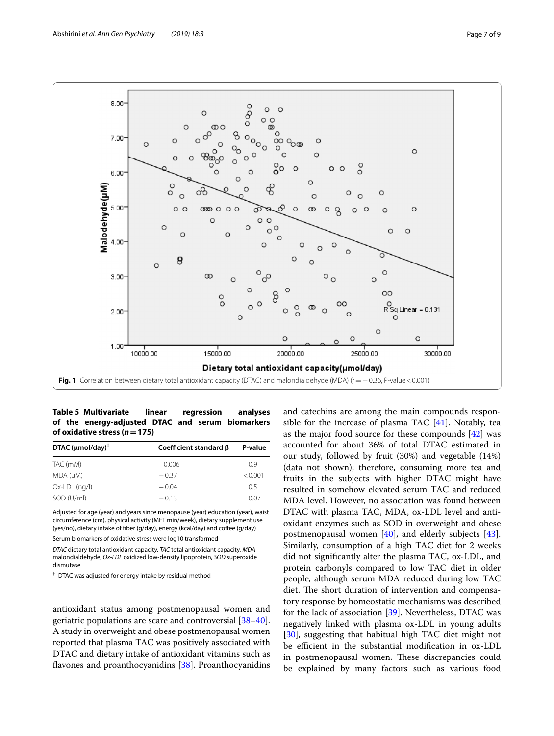Fig. 1 Correlation between dietary total antioxidant capacity (DTAC) and malondialdehyde (MDA) (r = −0.36, P-value < 0.001)

**Table 5 Multivariate linear regression analyses of the energy-adjusted DTAC and serum biomarkers of oxidative stress (n = 175)**

| DTAC (μmol/day)[†] | Coefficient standard β | P-value |
|---|---|---|
| TAC (mM) | 0.006 | 0.9 |
| MDA (μM) | −0.37 | <0.001 |
| Ox-LDL (ng/l) | −0.04 | 0.5 |
| SOD (U/ml) | −0.13 | 0.07 |

Adjusted for age (year) and years since menopause (year) education (year), waist circumference (cm), physical activity (MET min/week), dietary supplement use (yes/no), dietary intake of fiber (g/day), energy (kcal/day) and coffee (g/day)

Serum biomarkers of oxidative stress were log10 transformed

*DTAC* dietary total antioxidant capacity, *TAC* total antioxidant capacity, *MDA* malondialdehyde, *Ox-LDL* oxidized low-density lipoprotein, *SOD* superoxide dismutase

[†] DTAC was adjusted for energy intake by residual method

antioxidant status among postmenopausal women and geriatric populations are scare and controversial [38–40]. A study in overweight and obese postmenopausal women reported that plasma TAC was positively associated with DTAC and dietary intake of antioxidant vitamins such as flavones and proanthocyanidins [38]. Proanthocyanidins and catechins are among the main compounds responsible for the increase of plasma TAC [41]. Notably, tea as the major food source for these compounds [42] was accounted for about 36% of total DTAC estimated in our study, followed by fruit (30%) and vegetable (14%) (data not shown); therefore, consuming more tea and fruits in the subjects with higher DTAC might have resulted in somehow elevated serum TAC and reduced MDA level. However, no association was found between DTAC with plasma TAC, MDA, ox-LDL level and antioxidant enzymes such as SOD in overweight and obese postmenopausal women [40], and elderly subjects [43]. Similarly, consumption of a high TAC diet for 2 weeks did not significantly alter the plasma TAC, ox-LDL, and protein carbonyls compared to low TAC diet in older people, although serum MDA reduced during low TAC diet. The short duration of intervention and compensatory response by homeostatic mechanisms was described for the lack of association [39]. Nevertheless, DTAC was negatively linked with plasma ox-LDL in young adults [30], suggesting that habitual high TAC diet might not be efficient in the substantial modification in ox-LDL in postmenopausal women. These discrepancies could be explained by many factors such as various food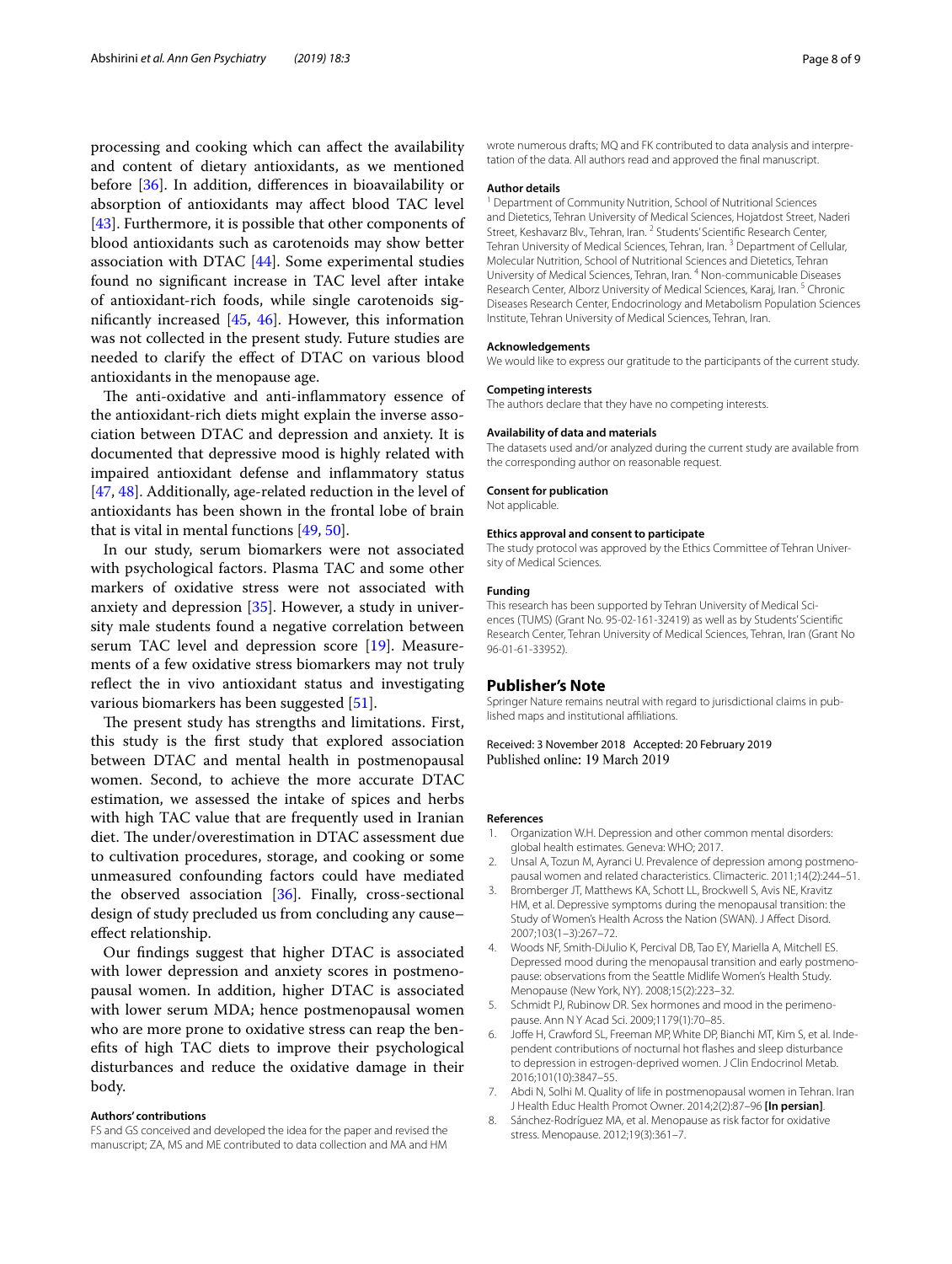processing and cooking which can affect the availability and content of dietary antioxidants, as we mentioned before [36]. In addition, differences in bioavailability or absorption of antioxidants may affect blood TAC level [43]. Furthermore, it is possible that other components of blood antioxidants such as carotenoids may show better association with DTAC [44]. Some experimental studies found no significant increase in TAC level after intake of antioxidant-rich foods, while single carotenoids significantly increased [45, 46]. However, this information was not collected in the present study. Future studies are needed to clarify the effect of DTAC on various blood antioxidants in the menopause age.

The anti-oxidative and anti-inflammatory essence of the antioxidant-rich diets might explain the inverse association between DTAC and depression and anxiety. It is documented that depressive mood is highly related with impaired antioxidant defense and inflammatory status [47, 48]. Additionally, age-related reduction in the level of antioxidants has been shown in the frontal lobe of brain that is vital in mental functions [49, 50].

In our study, serum biomarkers were not associated with psychological factors. Plasma TAC and some other markers of oxidative stress were not associated with anxiety and depression [35]. However, a study in university male students found a negative correlation between serum TAC level and depression score [19]. Measurements of a few oxidative stress biomarkers may not truly reflect the in vivo antioxidant status and investigating various biomarkers has been suggested [51].

The present study has strengths and limitations. First, this study is the first study that explored association between DTAC and mental health in postmenopausal women. Second, to achieve the more accurate DTAC estimation, we assessed the intake of spices and herbs with high TAC value that are frequently used in Iranian diet. The under/overestimation in DTAC assessment due to cultivation procedures, storage, and cooking or some unmeasured confounding factors could have mediated the observed association [36]. Finally, cross-sectional design of study precluded us from concluding any cause–effect relationship.

Our findings suggest that higher DTAC is associated with lower depression and anxiety scores in postmenopausal women. In addition, higher DTAC is associated with lower serum MDA; hence postmenopausal women who are more prone to oxidative stress can reap the benefits of high TAC diets to improve their psychological disturbances and reduce the oxidative damage in their body.

#### Authors' contributions

FS and GS conceived and developed the idea for the paper and revised the manuscript; ZA, MS and ME contributed to data collection and MA and HM wrote numerous drafts; MQ and FK contributed to data analysis and interpretation of the data. All authors read and approved the final manuscript.

#### Author details

[1] Department of Community Nutrition, School of Nutritional Sciences and Dietetics, Tehran University of Medical Sciences, Hojatdost Street, Naderi Street, Keshavarz Blv., Tehran, Iran. [2] Students' Scientific Research Center, Tehran University of Medical Sciences, Tehran, Iran. [3] Department of Cellular, Molecular Nutrition, School of Nutritional Sciences and Dietetics, Tehran University of Medical Sciences, Tehran, Iran. [4] Non-communicable Diseases Research Center, Alborz University of Medical Sciences, Karaj, Iran. [5] Chronic Diseases Research Center, Endocrinology and Metabolism Population Sciences Institute, Tehran University of Medical Sciences, Tehran, Iran.

#### Acknowledgements

We would like to express our gratitude to the participants of the current study.

#### Competing interests

The authors declare that they have no competing interests.

#### Availability of data and materials

The datasets used and/or analyzed during the current study are available from the corresponding author on reasonable request.

#### Consent for publication

Not applicable.

#### Ethics approval and consent to participate

The study protocol was approved by the Ethics Committee of Tehran University of Medical Sciences.

#### Funding

This research has been supported by Tehran University of Medical Sciences (TUMS) (Grant No. 95-02-161-32419) as well as by Students' Scientific Research Center, Tehran University of Medical Sciences, Tehran, Iran (Grant No 96-01-61-33952).

## Publisher's Note

Springer Nature remains neutral with regard to jurisdictional claims in published maps and institutional affiliations.

Received: 3 November 2018 Accepted: 20 February 2019
Published online: 19 March 2019

#### References

1. Organization W.H. Depression and other common mental disorders: global health estimates. Geneva: WHO; 2017.
2. Unsal A, Tozun M, Ayranci U. Prevalence of depression among postmenopausal women and related characteristics. Climacteric. 2011;14(2):244–51.
3. Bromberger JT, Matthews KA, Schott LL, Brockwell S, Avis NE, Kravitz HM, et al. Depressive symptoms during the menopausal transition: the Study of Women's Health Across the Nation (SWAN). J Affect Disord. 2007;103(1–3):267–72.
4. Woods NF, Smith-DiJulio K, Percival DB, Tao EY, Mariella A, Mitchell ES. Depressed mood during the menopausal transition and early postmenopause: observations from the Seattle Midlife Women's Health Study. Menopause (New York, NY). 2008;15(2):223–32.
5. Schmidt PJ, Rubinow DR. Sex hormones and mood in the perimenopause. Ann N Y Acad Sci. 2009;1179(1):70–85.
6. Joffe H, Crawford SL, Freeman MP, White DP, Bianchi MT, Kim S, et al. Independent contributions of nocturnal hot flashes and sleep disturbance to depression in estrogen-deprived women. J Clin Endocrinol Metab. 2016;101(10):3847–55.
7. Abdi N, Solhi M. Quality of life in postmenopausal women in Tehran. Iran J Health Educ Health Promot Owner. 2014;2(2):87–96 **[In persian]**.
8. Sánchez-Rodríguez MA, et al. Menopause as risk factor for oxidative stress. Menopause. 2012;19(3):361–7.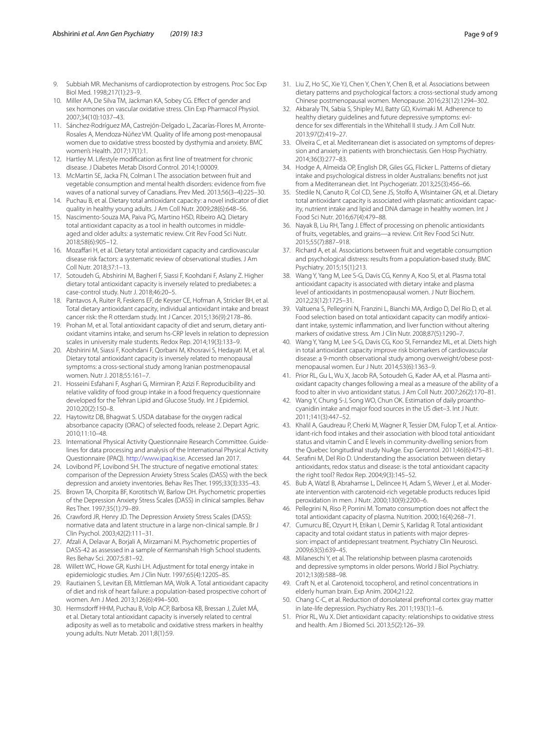9. Subbiah MR. Mechanisms of cardioprotection by estrogens. Proc Soc Exp Biol Med. 1998;217(1):23–9.
10. Miller AA, De Silva TM, Jackman KA, Sobey CG. Effect of gender and sex hormones on vascular oxidative stress. Clin Exp Pharmacol Physiol. 2007;34(10):1037–43.
11. Sánchez-Rodríguez MA, Castrejón-Delgado L, Zacarías-Flores M, Arronte-Rosales A, Mendoza-Núñez VM. Quality of life among post-menopausal women due to oxidative stress boosted by dysthymia and anxiety. BMC women's Health. 2017;17(1):1.
12. Hartley M. Lifestyle modification as first line of treatment for chronic disease. J Diabetes Metab Disord Control. 2014;1:00009.
13. McMartin SE, Jacka FN, Colman I. The association between fruit and vegetable consumption and mental health disorders: evidence from five waves of a national survey of Canadians. Prev Med. 2013;56(3–4):225–30.
14. Puchau B, et al. Dietary total antioxidant capacity: a novel indicator of diet quality in healthy young adults. J Am Coll Nutr. 2009;28(6):648–56.
15. Nascimento-Souza MA, Paiva PG, Martino HSD, Ribeiro AQ. Dietary total antioxidant capacity as a tool in health outcomes in middle-aged and older adults: a systematic review. Crit Rev Food Sci Nutr. 2018;58(6):905–12.
16. Mozaffari H, et al. Dietary total antioxidant capacity and cardiovascular disease risk factors: a systematic review of observational studies. J Am Coll Nutr. 2018;37:1–13.
17. Sotoudeh G, Abshirini M, Bagheri F, Siassi F, Koohdani F, Aslany Z. Higher dietary total antioxidant capacity is inversely related to prediabetes: a case-control study. Nutr J. 2018;46:20–5.
18. Pantavos A, Ruiter R, Feskens EF, de Keyser CE, Hofman A, Stricker BH, et al. Total dietary antioxidant capacity, individual antioxidant intake and breast cancer risk: the R otterdam study. Int J Cancer. 2015;136(9):2178–86.
19. Prohan M, et al. Total antioxidant capacity of diet and serum, dietary antioxidant vitamins intake, and serum hs-CRP levels in relation to depression scales in university male students. Redox Rep. 2014;19(3):133–9.
20. Abshirini M, Siassi F, Koohdani F, Qorbani M, Khosravi S, Hedayati M, et al. Dietary total antioxidant capacity is inversely related to menopausal symptoms: a cross-sectional study among Iranian postmenopausal women. Nutr J. 2018;55:161–7.
21. Hosseini Esfahani F, Asghari G, Mirmiran P, Azizi F. Reproducibility and relative validity of food group intake in a food frequency questionnaire developed for the Tehran Lipid and Glucose Study. Int J Epidemiol. 2010;20(2):150–8.
22. Haytowitz DB, Bhagwat S. USDA database for the oxygen radical absorbance capacity (ORAC) of selected foods, release 2. Depart Agric. 2010;11:10–48.
23. International Physical Activity Questionnaire Research Committee. Guidelines for data processing and analysis of the International Physical Activity Questionnaire (IPAQ). http://www.ipaq.ki.se. Accessed Jan 2017.
24. Lovibond PF, Lovibond SH. The structure of negative emotional states: comparison of the Depression Anxiety Stress Scales (DASS) with the beck depression and anxiety inventories. Behav Res Ther. 1995;33(3):335–43.
25. Brown TA, Chorpita BF, Korotitsch W, Barlow DH. Psychometric properties of the Depression Anxiety Stress Scales (DASS) in clinical samples. Behav Res Ther. 1997;35(1):79–89.
26. Crawford JR, Henry JD. The Depression Anxiety Stress Scales (DASS): normative data and latent structure in a large non-clinical sample. Br J Clin Psychol. 2003;42(2):111–31.
27. Afzali A, Delavar A, Borjali A, Mirzamani M. Psychometric properties of DASS-42 as assessed in a sample of Kermanshah High School students. Res Behav Sci. 2007;5:81–92.
28. Willett WC, Howe GR, Kushi LH. Adjustment for total energy intake in epidemiologic studies. Am J Clin Nutr. 1997;65(4):1220S–8S.
29. Rautiainen S, Levitan EB, Mittleman MA, Wolk A. Total antioxidant capacity of diet and risk of heart failure: a population-based prospective cohort of women. Am J Med. 2013;126(6):494–500.
30. Hermsdorff HHM, Puchau B, Volp ACP, Barbosa KB, Bressan J, Zulet MÁ, et al. Dietary total antioxidant capacity is inversely related to central adiposity as well as to metabolic and oxidative stress markers in healthy young adults. Nutr Metab. 2011;8(1):59.
31. Liu Z, Ho SC, Xie YJ, Chen Y, Chen Y, Chen B, et al. Associations between dietary patterns and psychological factors: a cross-sectional study among Chinese postmenopausal women. Menopause. 2016;23(12):1294–302.
32. Akbaraly TN, Sabia S, Shipley MJ, Batty GD, Kivimaki M. Adherence to healthy dietary guidelines and future depressive symptoms: evidence for sex differentials in the Whitehall II study. J Am Coll Nutr. 2013;97(2):419–27.
33. Olveira C, et al. Mediterranean diet is associated on symptoms of depression and anxiety in patients with bronchiectasis. Gen Hosp Psychiatry. 2014;36(3):277–83.
34. Hodge A, Almeida OP, English DR, Giles GG, Flicker L. Patterns of dietary intake and psychological distress in older Australians: benefits not just from a Mediterranean diet. Int Psychogeriatr. 2013;25(3):456–66.
35. Stedile N, Canuto R, Col CD, Sene JS, Stolfo A, Wisintainer GN, et al. Dietary total antioxidant capacity is associated with plasmatic antioxidant capacity, nutrient intake and lipid and DNA damage in healthy women. Int J Food Sci Nutr. 2016;67(4):479–88.
36. Nayak B, Liu RH, Tang J. Effect of processing on phenolic antioxidants of fruits, vegetables, and grains—a review. Crit Rev Food Sci Nutr. 2015;55(7):887–918.
37. Richard A, et al. Associations between fruit and vegetable consumption and psychological distress: results from a population-based study. BMC Psychiatry. 2015;15(1):213.
38. Wang Y, Yang M, Lee S-G, Davis CG, Kenny A, Koo SI, et al. Plasma total antioxidant capacity is associated with dietary intake and plasma level of antioxidants in postmenopausal women. J Nutr Biochem. 2012;23(12):1725–31.
39. Valtuena S, Pellegrini N, Franzini L, Bianchi MA, Ardigo D, Del Rio D, et al. Food selection based on total antioxidant capacity can modify antioxidant intake, systemic inflammation, and liver function without altering markers of oxidative stress. Am J Clin Nutr. 2008;87(5):1290–7.
40. Wang Y, Yang M, Lee S-G, Davis CG, Koo SI, Fernandez ML, et al. Diets high in total antioxidant capacity improve risk biomarkers of cardiovascular disease: a 9-month observational study among overweight/obese postmenopausal women. Eur J Nutr. 2014;53(6):1363–9.
41. Prior RL, Gu L, Wu X, Jacob RA, Sotoudeh G, Kader AA, et al. Plasma antioxidant capacity changes following a meal as a measure of the ability of a food to alter in vivo antioxidant status. J Am Coll Nutr. 2007;26(2):170–81.
42. Wang Y, Chung S-J, Song WO, Chun OK. Estimation of daily proanthocyanidin intake and major food sources in the US diet–3. Int J Nutr. 2011;141(3):447–52.
43. Khalil A, Gaudreau P, Cherki M, Wagner R, Tessier DM, Fulop T, et al. Antioxidant-rich food intakes and their association with blood total antioxidant status and vitamin C and E levels in community-dwelling seniors from the Quebec longitudinal study NuAge. Exp Gerontol. 2011;46(6):475–81.
44. Serafini M, Del Rio D. Understanding the association between dietary antioxidants, redox status and disease: is the total antioxidant capacity the right tool? Redox Rep. 2004;9(3):145–52.
45. Bub A, Watzl B, Abrahamse L, Delincee H, Adam S, Wever J, et al. Moderate intervention with carotenoid-rich vegetable products reduces lipid peroxidation in men. J Nutr. 2000;130(9):2200–6.
46. Pellegrini N, Riso P, Porrini M. Tomato consumption does not affect the total antioxidant capacity of plasma. Nutrition. 2000;16(4):268–71.
47. Cumurcu BE, Ozyurt H, Etikan I, Demir S, Karlidag R. Total antioxidant capacity and total oxidant status in patients with major depression: impact of antidepressant treatment. Psychiatry Clin Neurosci. 2009;63(5):639–45.
48. Milaneschi Y, et al. The relationship between plasma carotenoids and depressive symptoms in older persons. World J Biol Psychiatry. 2012;13(8):588–98.
49. Craft N, et al. Carotenoid, tocopherol, and retinol concentrations in elderly human brain. Exp Anim. 2004;21:22.
50. Chang C-C, et al. Reduction of dorsolateral prefrontal cortex gray matter in late-life depression. Psychiatry Res. 2011;193(1):1–6.
51. Prior RL, Wu X. Diet antioxidant capacity: relationships to oxidative stress and health. Am J Biomed Sci. 2013;5(2):126–39.